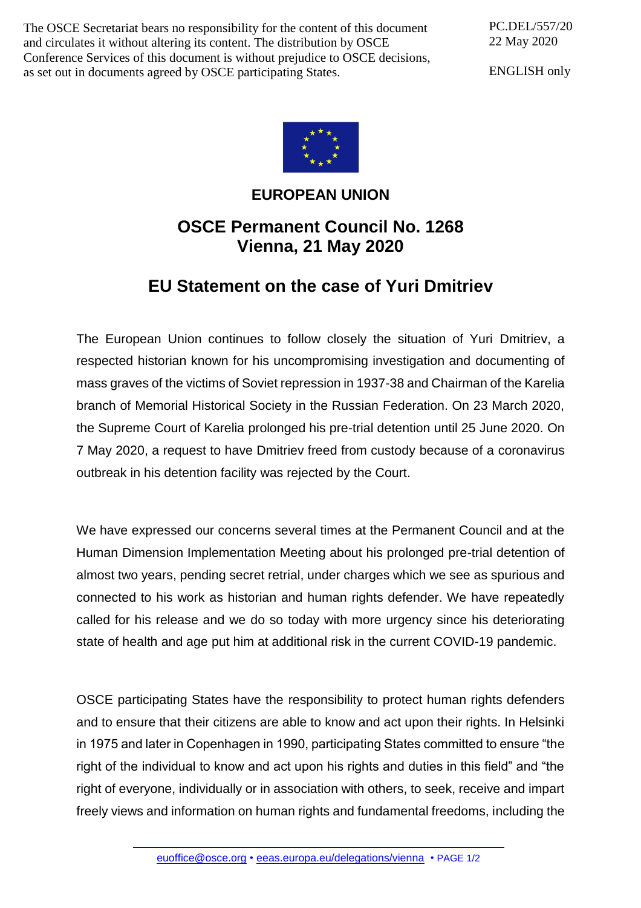The OSCE Secretariat bears no responsibility for the content of this document and circulates it without altering its content. The distribution by OSCE Conference Services of this document is without prejudice to OSCE decisions, as set out in documents agreed by OSCE participating States.

PC.DEL/557/20
22 May 2020

ENGLISH only

**EUROPEAN UNION**

# OSCE Permanent Council No. 1268
# Vienna, 21 May 2020

## EU Statement on the case of Yuri Dmitriev

The European Union continues to follow closely the situation of Yuri Dmitriev, a respected historian known for his uncompromising investigation and documenting of mass graves of the victims of Soviet repression in 1937-38 and Chairman of the Karelia branch of Memorial Historical Society in the Russian Federation. On 23 March 2020, the Supreme Court of Karelia prolonged his pre-trial detention until 25 June 2020. On 7 May 2020, a request to have Dmitriev freed from custody because of a coronavirus outbreak in his detention facility was rejected by the Court.

We have expressed our concerns several times at the Permanent Council and at the Human Dimension Implementation Meeting about his prolonged pre-trial detention of almost two years, pending secret retrial, under charges which we see as spurious and connected to his work as historian and human rights defender. We have repeatedly called for his release and we do so today with more urgency since his deteriorating state of health and age put him at additional risk in the current COVID-19 pandemic.

OSCE participating States have the responsibility to protect human rights defenders and to ensure that their citizens are able to know and act upon their rights. In Helsinki in 1975 and later in Copenhagen in 1990, participating States committed to ensure "the right of the individual to know and act upon his rights and duties in this field" and "the right of everyone, individually or in association with others, to seek, receive and impart freely views and information on human rights and fundamental freedoms, including the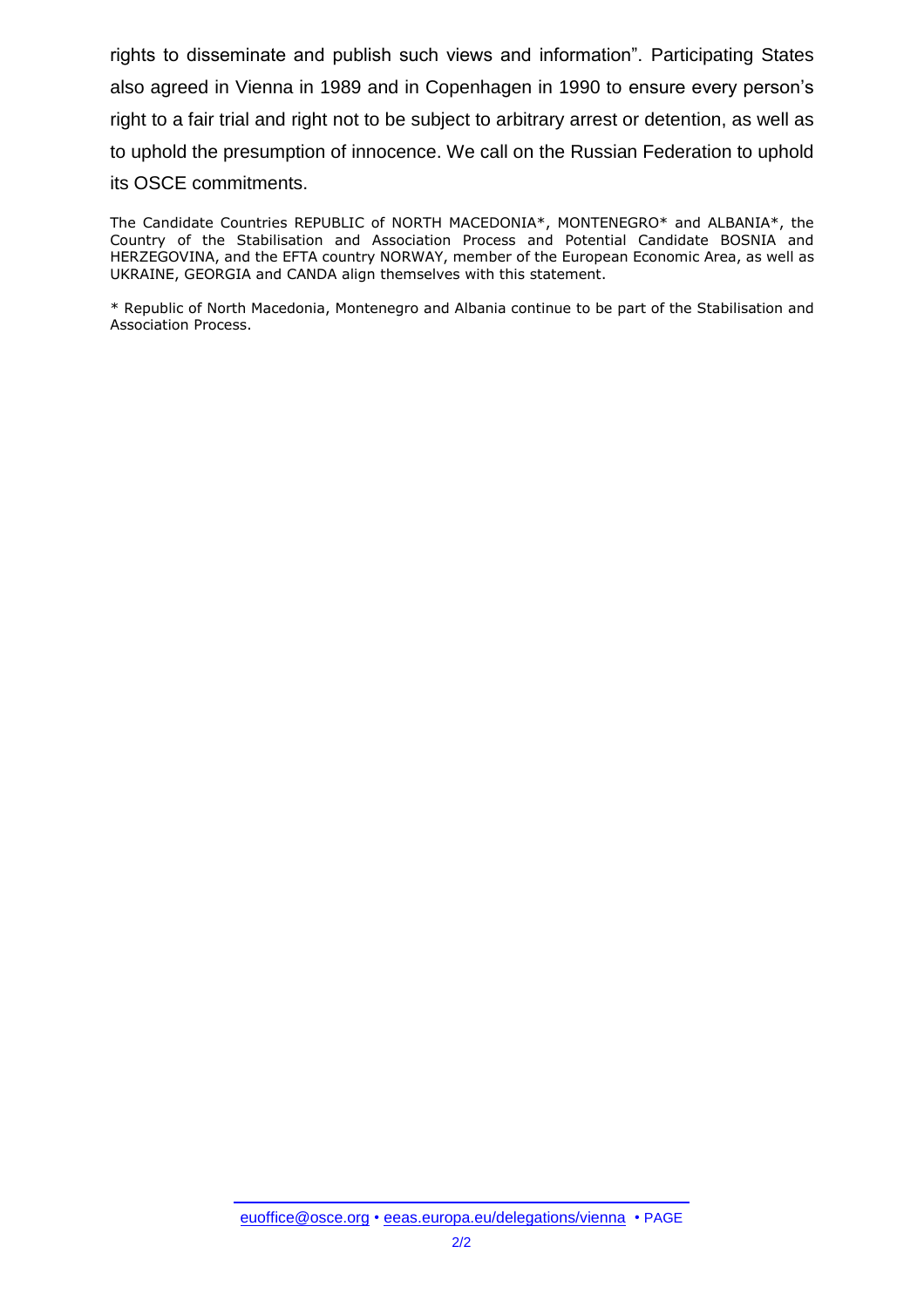rights to disseminate and publish such views and information". Participating States also agreed in Vienna in 1989 and in Copenhagen in 1990 to ensure every person's right to a fair trial and right not to be subject to arbitrary arrest or detention, as well as to uphold the presumption of innocence. We call on the Russian Federation to uphold its OSCE commitments.

The Candidate Countries REPUBLIC of NORTH MACEDONIA*, MONTENEGRO* and ALBANIA*, the Country of the Stabilisation and Association Process and Potential Candidate BOSNIA and HERZEGOVINA, and the EFTA country NORWAY, member of the European Economic Area, as well as UKRAINE, GEORGIA and CANDA align themselves with this statement.

* Republic of North Macedonia, Montenegro and Albania continue to be part of the Stabilisation and Association Process.